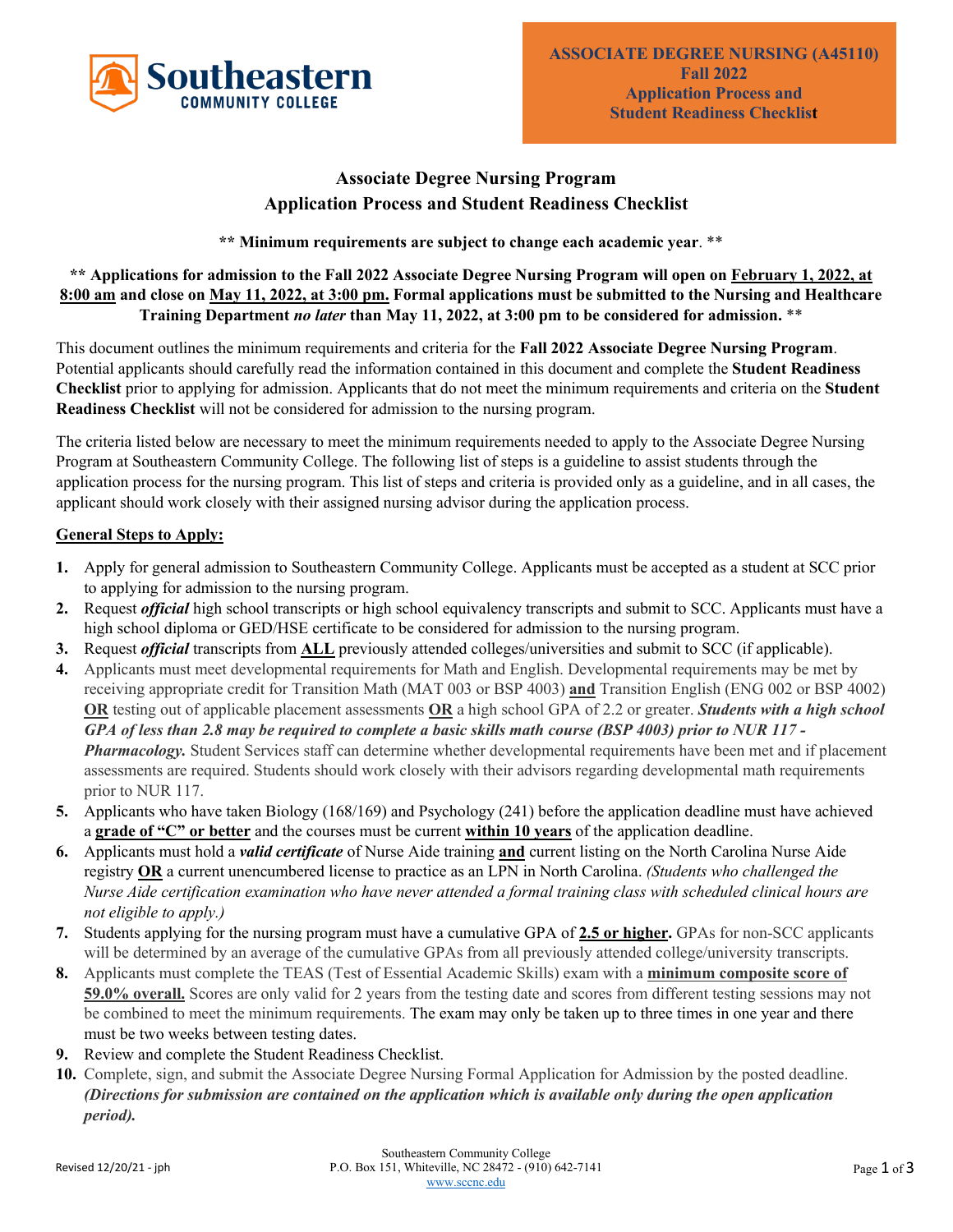**ASSOCIATE DEGREE NURSING (A45110)**
**Fall 2022**
**Application Process and**
**Student Readiness Checklist**

# Associate Degree Nursing Program
## Application Process and Student Readiness Checklist

**\*\* Minimum requirements are subject to change each academic year. \*\***

**\*\* Applications for admission to the Fall 2022 Associate Degree Nursing Program will open on February 1, 2022, at 8:00 am and close on May 11, 2022, at 3:00 pm. Formal applications must be submitted to the Nursing and Healthcare Training Department *no later* than May 11, 2022, at 3:00 pm to be considered for admission. \*\***

This document outlines the minimum requirements and criteria for the **Fall 2022 Associate Degree Nursing Program**. Potential applicants should carefully read the information contained in this document and complete the **Student Readiness Checklist** prior to applying for admission. Applicants that do not meet the minimum requirements and criteria on the **Student Readiness Checklist** will not be considered for admission to the nursing program.

The criteria listed below are necessary to meet the minimum requirements needed to apply to the Associate Degree Nursing Program at Southeastern Community College. The following list of steps is a guideline to assist students through the application process for the nursing program. This list of steps and criteria is provided only as a guideline, and in all cases, the applicant should work closely with their assigned nursing advisor during the application process.

**General Steps to Apply:**

1. Apply for general admission to Southeastern Community College. Applicants must be accepted as a student at SCC prior to applying for admission to the nursing program.
2. Request ***official*** high school transcripts or high school equivalency transcripts and submit to SCC. Applicants must have a high school diploma or GED/HSE certificate to be considered for admission to the nursing program.
3. Request ***official*** transcripts from **ALL** previously attended colleges/universities and submit to SCC (if applicable).
4. Applicants must meet developmental requirements for Math and English. Developmental requirements may be met by receiving appropriate credit for Transition Math (MAT 003 or BSP 4003) **and** Transition English (ENG 002 or BSP 4002) **OR** testing out of applicable placement assessments **OR** a high school GPA of 2.2 or greater. ***Students with a high school GPA of less than 2.8 may be required to complete a basic skills math course (BSP 4003) prior to NUR 117 - Pharmacology.*** Student Services staff can determine whether developmental requirements have been met and if placement assessments are required. Students should work closely with their advisors regarding developmental math requirements prior to NUR 117.
5. Applicants who have taken Biology (168/169) and Psychology (241) before the application deadline must have achieved a **grade of "C" or better** and the courses must be current **within 10 years** of the application deadline.
6. Applicants must hold a ***valid certificate*** of Nurse Aide training **and** current listing on the North Carolina Nurse Aide registry **OR** a current unencumbered license to practice as an LPN in North Carolina. *(Students who challenged the Nurse Aide certification examination who have never attended a formal training class with scheduled clinical hours are not eligible to apply.)*
7. Students applying for the nursing program must have a cumulative GPA of **2.5 or higher.** GPAs for non-SCC applicants will be determined by an average of the cumulative GPAs from all previously attended college/university transcripts.
8. Applicants must complete the TEAS (Test of Essential Academic Skills) exam with a **minimum composite score of 59.0% overall.** Scores are only valid for 2 years from the testing date and scores from different testing sessions may not be combined to meet the minimum requirements. The exam may only be taken up to three times in one year and there must be two weeks between testing dates.
9. Review and complete the Student Readiness Checklist.
10. Complete, sign, and submit the Associate Degree Nursing Formal Application for Admission by the posted deadline. ***(Directions for submission are contained on the application which is available only during the open application period).***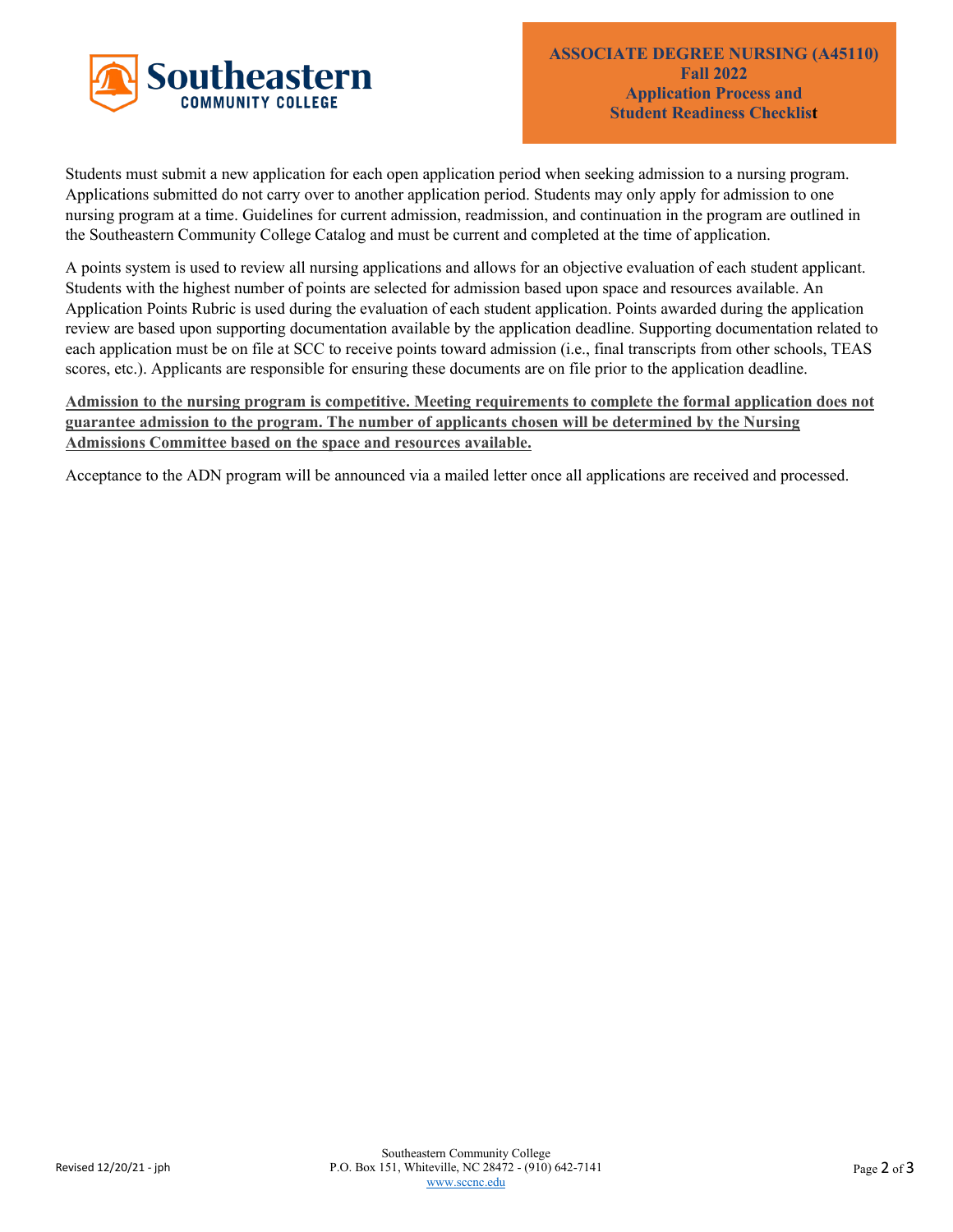Students must submit a new application for each open application period when seeking admission to a nursing program. Applications submitted do not carry over to another application period. Students may only apply for admission to one nursing program at a time. Guidelines for current admission, readmission, and continuation in the program are outlined in the Southeastern Community College Catalog and must be current and completed at the time of application.

A points system is used to review all nursing applications and allows for an objective evaluation of each student applicant. Students with the highest number of points are selected for admission based upon space and resources available. An Application Points Rubric is used during the evaluation of each student application. Points awarded during the application review are based upon supporting documentation available by the application deadline. Supporting documentation related to each application must be on file at SCC to receive points toward admission (i.e., final transcripts from other schools, TEAS scores, etc.). Applicants are responsible for ensuring these documents are on file prior to the application deadline.

**Admission to the nursing program is competitive. Meeting requirements to complete the formal application does not guarantee admission to the program. The number of applicants chosen will be determined by the Nursing Admissions Committee based on the space and resources available.**

Acceptance to the ADN program will be announced via a mailed letter once all applications are received and processed.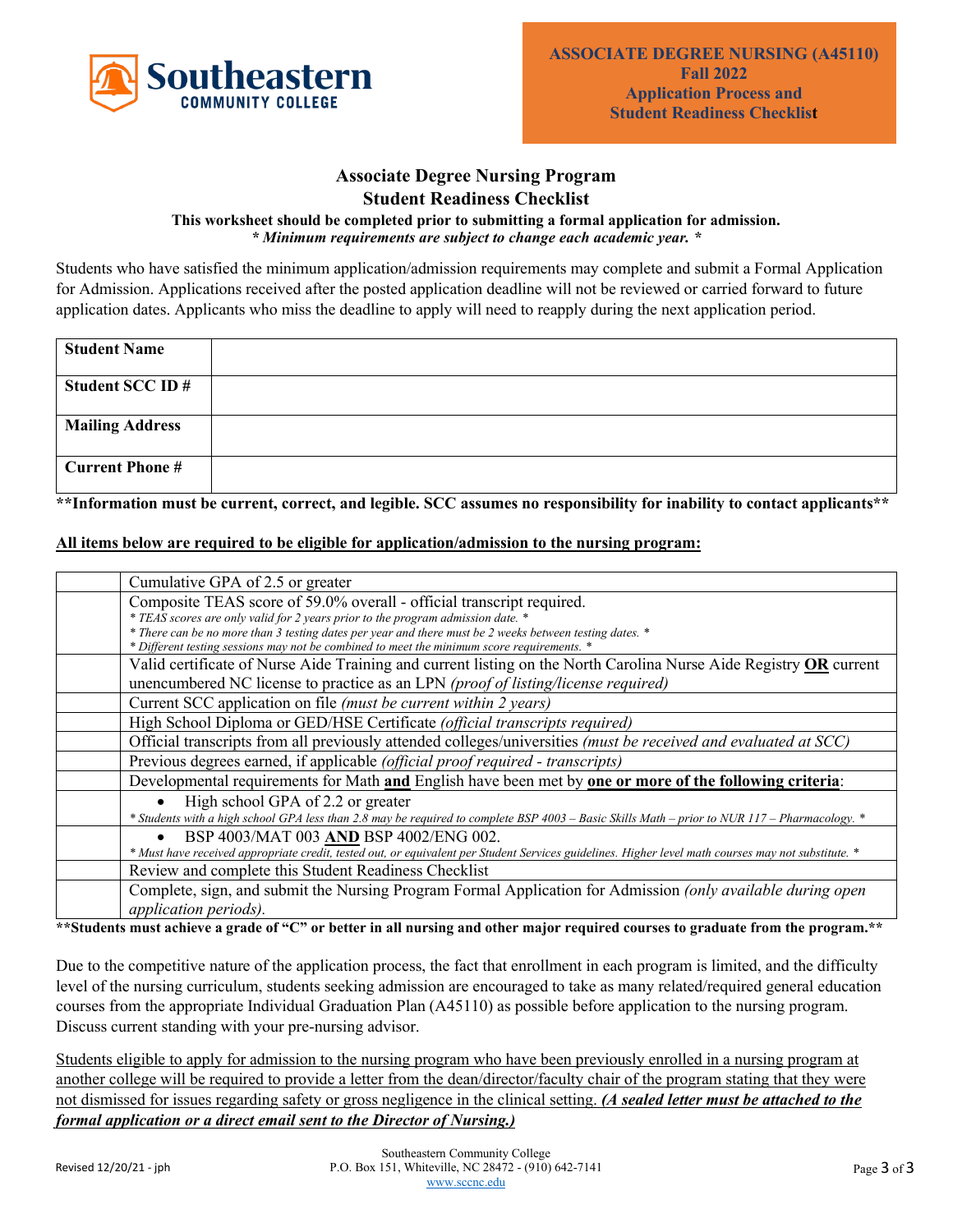**ASSOCIATE DEGREE NURSING (A45110)**
**Fall 2022**
**Application Process and**
**Student Readiness Checklist**

## Associate Degree Nursing Program
## Student Readiness Checklist

**This worksheet should be completed prior to submitting a formal application for admission.**
***\* Minimum requirements are subject to change each academic year. \****

Students who have satisfied the minimum application/admission requirements may complete and submit a Formal Application for Admission. Applications received after the posted application deadline will not be reviewed or carried forward to future application dates. Applicants who miss the deadline to apply will need to reapply during the next application period.

| | |
|---|---|
| **Student Name** | |
| **Student SCC ID #** | |
| **Mailing Address** | |
| **Current Phone #** | |

**\*\*Information must be current, correct, and legible. SCC assumes no responsibility for inability to contact applicants\*\***

**<u>All items below are required to be eligible for application/admission to the nursing program:</u>**

| | |
|---|---|
| | Cumulative GPA of 2.5 or greater |
| | Composite TEAS score of 59.0% overall - official transcript required.<br>*\* TEAS scores are only valid for 2 years prior to the program admission date. \**<br>*\* There can be no more than 3 testing dates per year and there must be 2 weeks between testing dates. \**<br>*\* Different testing sessions may not be combined to meet the minimum score requirements. \** |
| | Valid certificate of Nurse Aide Training and current listing on the North Carolina Nurse Aide Registry **<u>OR</u>** current unencumbered NC license to practice as an LPN *(proof of listing/license required)* |
| | Current SCC application on file *(must be current within 2 years)* |
| | High School Diploma or GED/HSE Certificate *(official transcripts required)* |
| | Official transcripts from all previously attended colleges/universities *(must be received and evaluated at SCC)* |
| | Previous degrees earned, if applicable *(official proof required - transcripts)* |
| | Developmental requirements for Math **<u>and</u>** English have been met by **<u>one or more of the following criteria</u>**: |
| | • High school GPA of 2.2 or greater<br>*\* Students with a high school GPA less than 2.8 may be required to complete BSP 4003 – Basic Skills Math – prior to NUR 117 – Pharmacology. \** |
| | • BSP 4003/MAT 003 **<u>AND</u>** BSP 4002/ENG 002.<br>*\* Must have received appropriate credit, tested out, or equivalent per Student Services guidelines. Higher level math courses may not substitute. \** |
| | Review and complete this Student Readiness Checklist |
| | Complete, sign, and submit the Nursing Program Formal Application for Admission *(only available during open application periods).* |

**\*\*Students must achieve a grade of "C" or better in all nursing and other major required courses to graduate from the program.\*\***

Due to the competitive nature of the application process, the fact that enrollment in each program is limited, and the difficulty level of the nursing curriculum, students seeking admission are encouraged to take as many related/required general education courses from the appropriate Individual Graduation Plan (A45110) as possible before application to the nursing program. Discuss current standing with your pre-nursing advisor.

<u>Students eligible to apply for admission to the nursing program who have been previously enrolled in a nursing program at another college will be required to provide a letter from the dean/director/faculty chair of the program stating that they were not dismissed for issues regarding safety or gross negligence in the clinical setting.</u> ***<u>(A sealed letter must be attached to the formal application or a direct email sent to the Director of Nursing.)</u>***

Revised 12/20/21 - jph

Southeastern Community College
P.O. Box 151, Whiteville, NC 28472 - (910) 642-7141
www.sccnc.edu